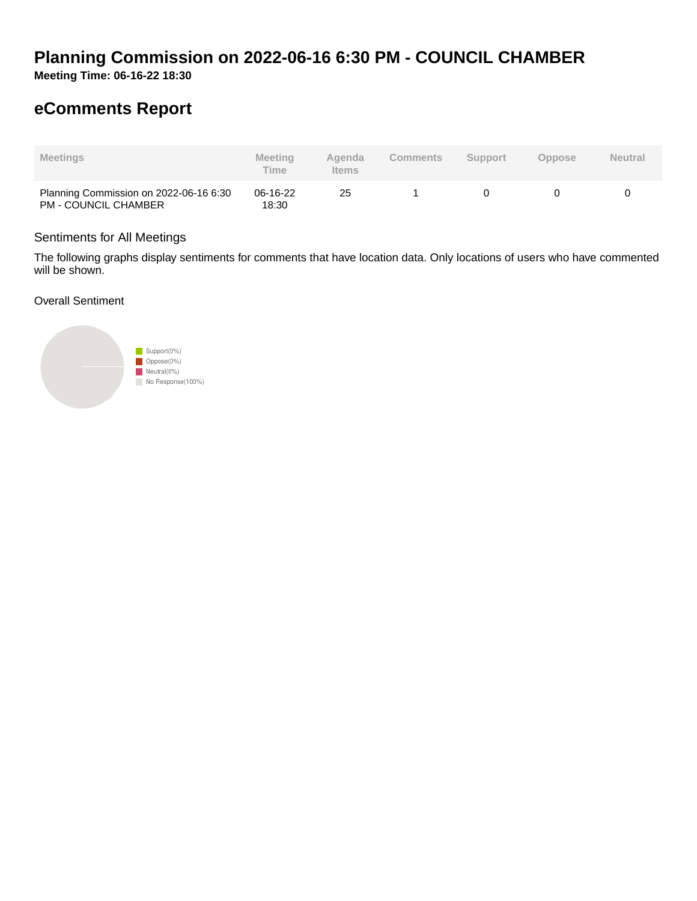# Planning Commission on 2022-06-16 6:30 PM - COUNCIL CHAMBER

**Meeting Time: 06-16-22 18:30**

## eComments Report

| Meetings | Meeting Time | Agenda Items | Comments | Support | Oppose | Neutral |
|---|---|---|---|---|---|---|
| Planning Commission on 2022-06-16 6:30 PM - COUNCIL CHAMBER | 06-16-22 18:30 | 25 | 1 | 0 | 0 | 0 |

Sentiments for All Meetings

The following graphs display sentiments for comments that have location data. Only locations of users who have commented will be shown.

Overall Sentiment

Support(0%)
Oppose(0%)
Neutral(0%)
No Response(100%)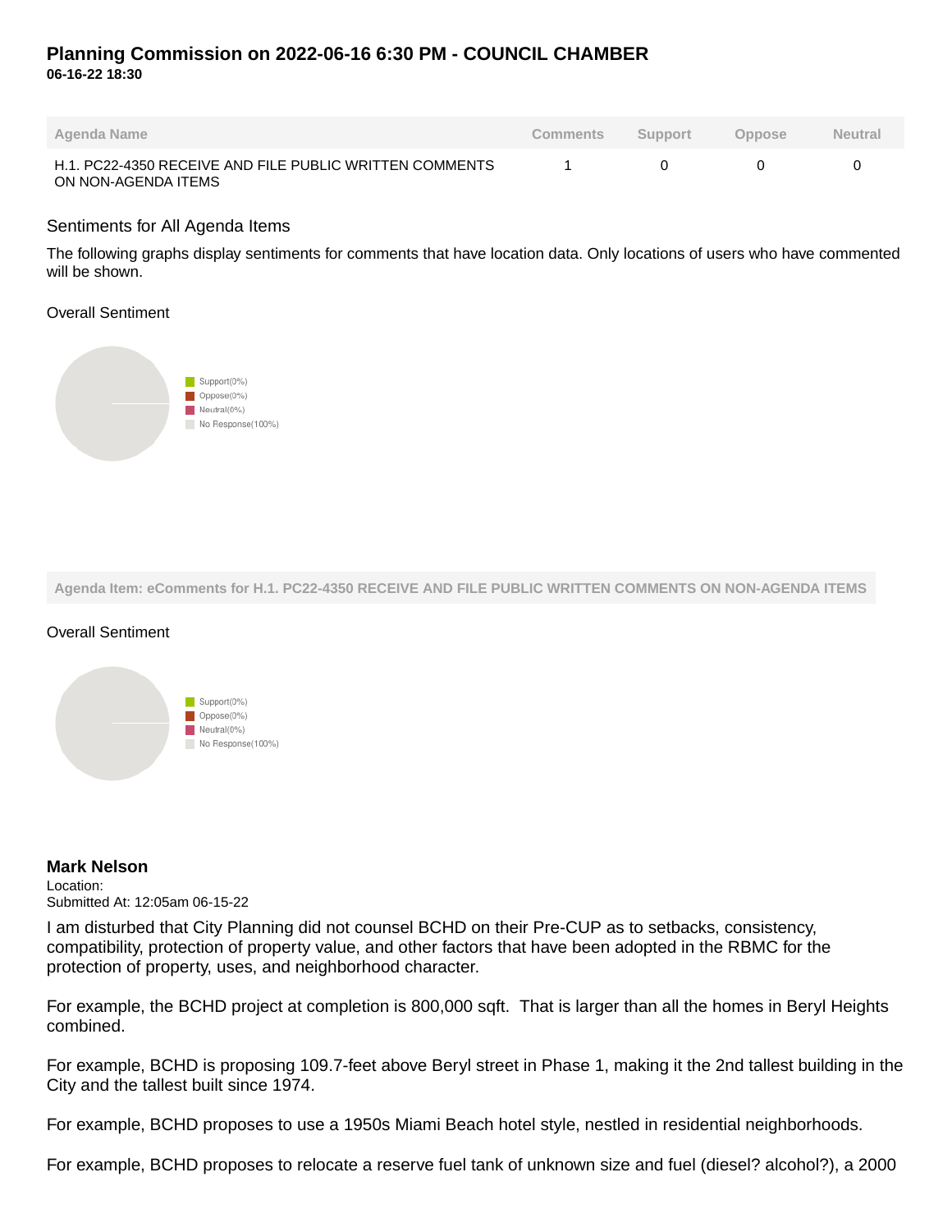## Planning Commission on 2022-06-16 6:30 PM - COUNCIL CHAMBER

**06-16-22 18:30**

| Agenda Name | Comments | Support | Oppose | Neutral |
|---|---|---|---|---|
| H.1. PC22-4350 RECEIVE AND FILE PUBLIC WRITTEN COMMENTS ON NON-AGENDA ITEMS | 1 | 0 | 0 | 0 |

### Sentiments for All Agenda Items

The following graphs display sentiments for comments that have location data. Only locations of users who have commented will be shown.

Overall Sentiment

- Support(0%)
- Oppose(0%)
- Neutral(0%)
- No Response(100%)

**Agenda Item: eComments for H.1. PC22-4350 RECEIVE AND FILE PUBLIC WRITTEN COMMENTS ON NON-AGENDA ITEMS**

Overall Sentiment

- Support(0%)
- Oppose(0%)
- Neutral(0%)
- No Response(100%)

**Mark Nelson**
Location:
Submitted At: 12:05am 06-15-22

I am disturbed that City Planning did not counsel BCHD on their Pre-CUP as to setbacks, consistency, compatibility, protection of property value, and other factors that have been adopted in the RBMC for the protection of property, uses, and neighborhood character.

For example, the BCHD project at completion is 800,000 sqft. That is larger than all the homes in Beryl Heights combined.

For example, BCHD is proposing 109.7-feet above Beryl street in Phase 1, making it the 2nd tallest building in the City and the tallest built since 1974.

For example, BCHD proposes to use a 1950s Miami Beach hotel style, nestled in residential neighborhoods.

For example, BCHD proposes to relocate a reserve fuel tank of unknown size and fuel (diesel? alcohol?), a 2000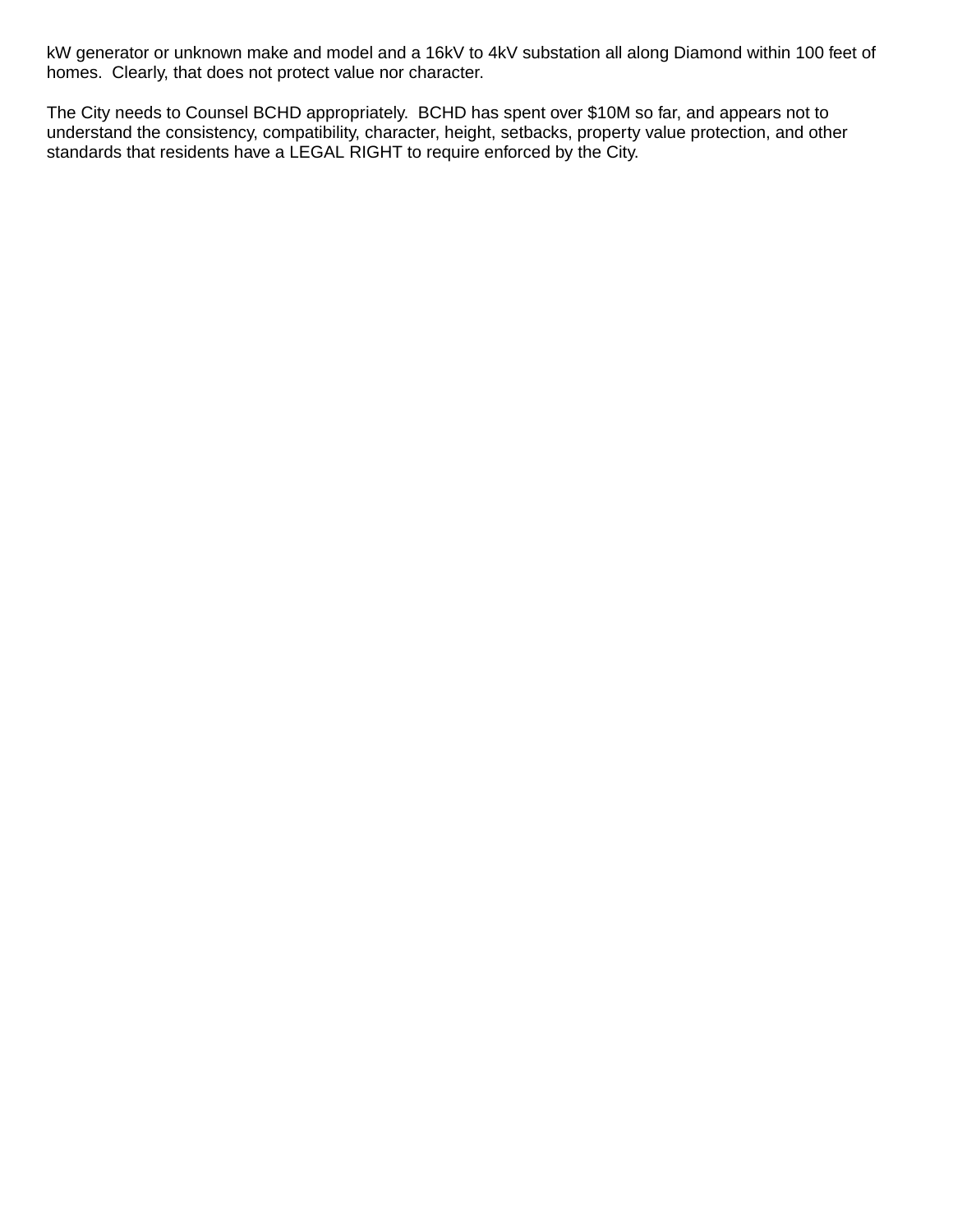kW generator or unknown make and model and a 16kV to 4kV substation all along Diamond within 100 feet of homes. Clearly, that does not protect value nor character.

The City needs to Counsel BCHD appropriately. BCHD has spent over $10M so far, and appears not to understand the consistency, compatibility, character, height, setbacks, property value protection, and other standards that residents have a LEGAL RIGHT to require enforced by the City.